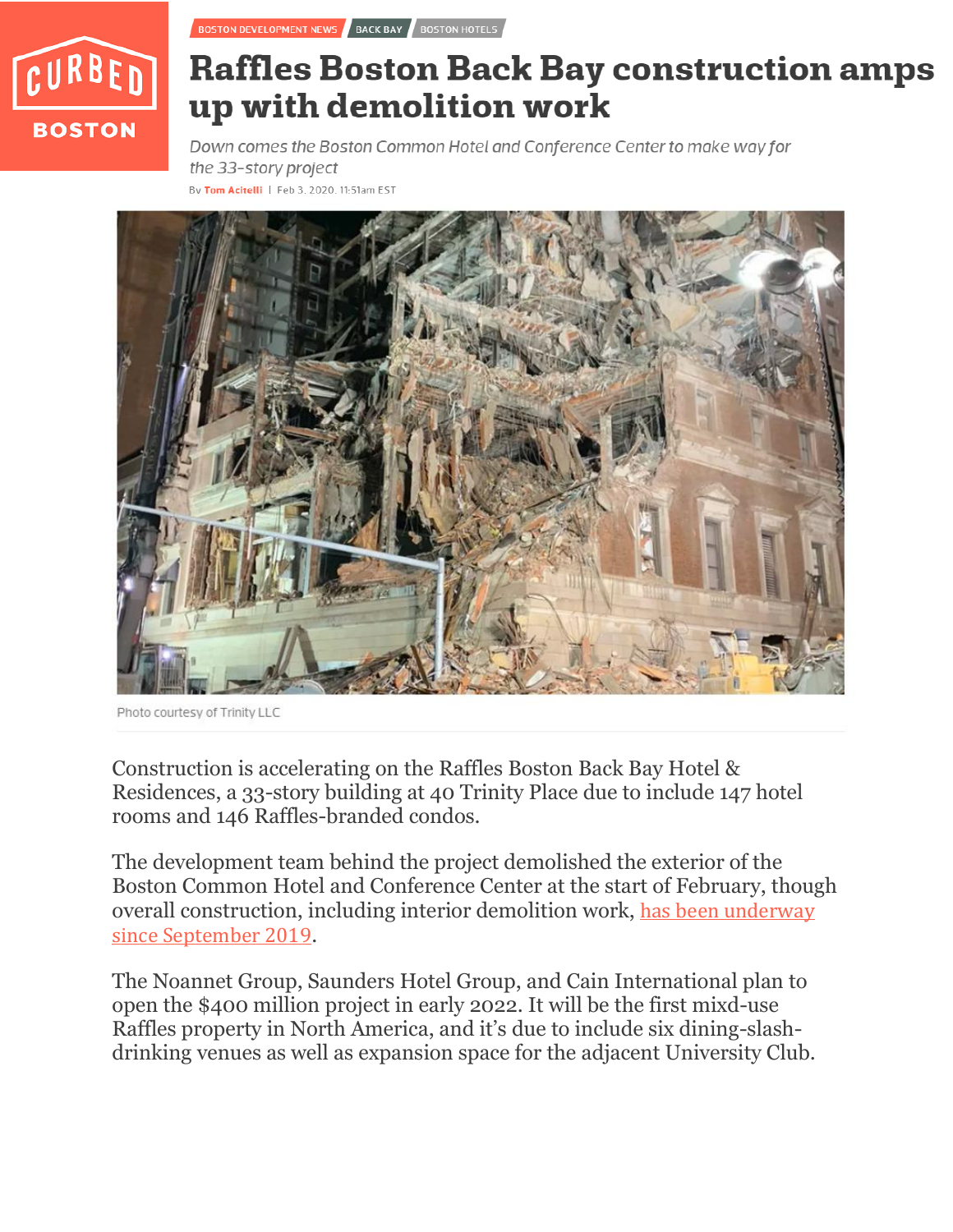BOSTON DEVELOPMENT NEWS / BACK BAY / BOSTON HOTELS

# Raffles Boston Back Bay construction amps up with demolition work

*Down comes the Boston Common Hotel and Conference Center to make way for the 33-story project*

By Tom Acitelli | Feb 3, 2020, 11:51am EST

Photo courtesy of Trinity LLC

Construction is accelerating on the Raffles Boston Back Bay Hotel & Residences, a 33-story building at 40 Trinity Place due to include 147 hotel rooms and 146 Raffles-branded condos.

The development team behind the project demolished the exterior of the Boston Common Hotel and Conference Center at the start of February, though overall construction, including interior demolition work, has been underway since September 2019.

The Noannet Group, Saunders Hotel Group, and Cain International plan to open the $400 million project in early 2022. It will be the first mixd-use Raffles property in North America, and it's due to include six dining-slash-drinking venues as well as expansion space for the adjacent University Club.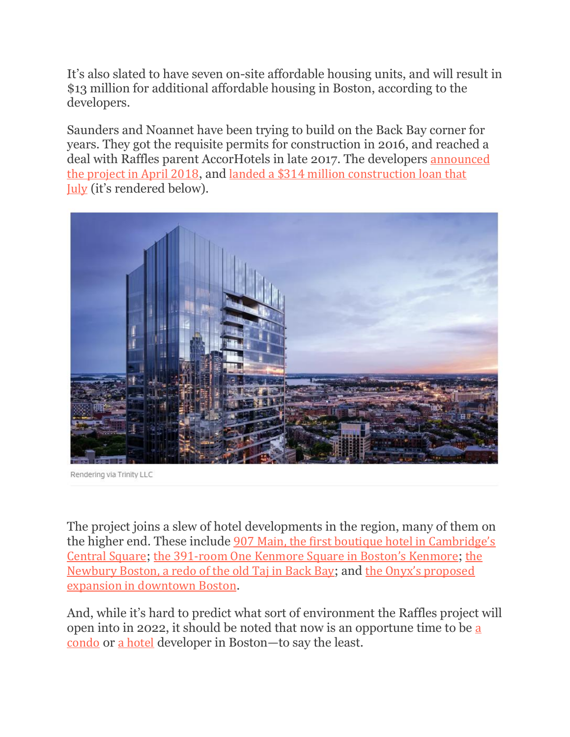It's also slated to have seven on-site affordable housing units, and will result in $13 million for additional affordable housing in Boston, according to the developers.

Saunders and Noannet have been trying to build on the Back Bay corner for years. They got the requisite permits for construction in 2016, and reached a deal with Raffles parent AccorHotels in late 2017. The developers announced the project in April 2018, and landed a $314 million construction loan that July (it's rendered below).

Rendering via Trinity LLC

The project joins a slew of hotel developments in the region, many of them on the higher end. These include 907 Main, the first boutique hotel in Cambridge's Central Square; the 391-room One Kenmore Square in Boston's Kenmore; the Newbury Boston, a redo of the old Taj in Back Bay; and the Onyx's proposed expansion in downtown Boston.

And, while it's hard to predict what sort of environment the Raffles project will open into in 2022, it should be noted that now is an opportune time to be a condo or a hotel developer in Boston—to say the least.